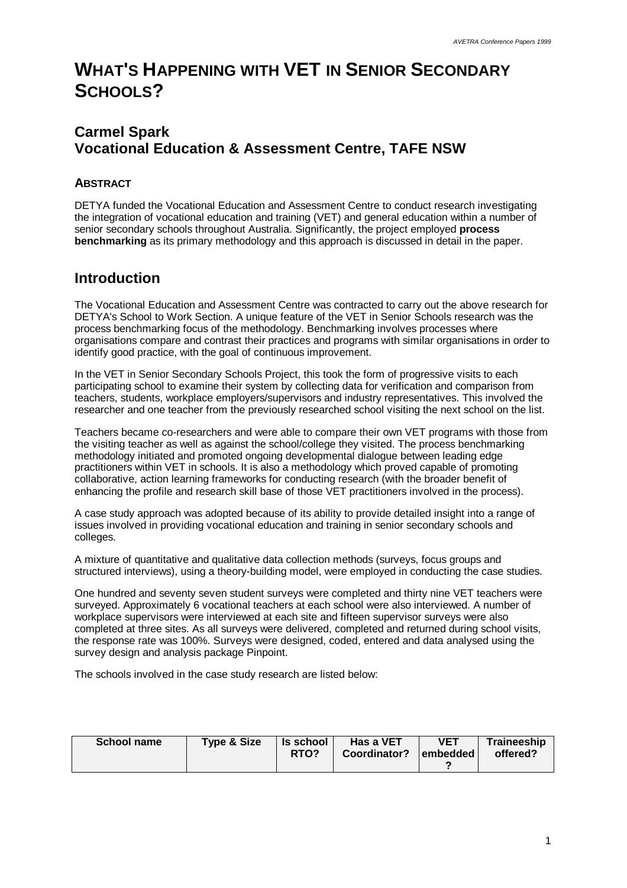# WHAT'S HAPPENING WITH VET IN SENIOR SECONDARY SCHOOLS?

## Carmel Spark
## Vocational Education & Assessment Centre, TAFE NSW

### ABSTRACT

DETYA funded the Vocational Education and Assessment Centre to conduct research investigating the integration of vocational education and training (VET) and general education within a number of senior secondary schools throughout Australia. Significantly, the project employed **process benchmarking** as its primary methodology and this approach is discussed in detail in the paper.

## Introduction

The Vocational Education and Assessment Centre was contracted to carry out the above research for DETYA's School to Work Section. A unique feature of the VET in Senior Schools research was the process benchmarking focus of the methodology. Benchmarking involves processes where organisations compare and contrast their practices and programs with similar organisations in order to identify good practice, with the goal of continuous improvement.

In the VET in Senior Secondary Schools Project, this took the form of progressive visits to each participating school to examine their system by collecting data for verification and comparison from teachers, students, workplace employers/supervisors and industry representatives. This involved the researcher and one teacher from the previously researched school visiting the next school on the list.

Teachers became co-researchers and were able to compare their own VET programs with those from the visiting teacher as well as against the school/college they visited. The process benchmarking methodology initiated and promoted ongoing developmental dialogue between leading edge practitioners within VET in schools. It is also a methodology which proved capable of promoting collaborative, action learning frameworks for conducting research (with the broader benefit of enhancing the profile and research skill base of those VET practitioners involved in the process).

A case study approach was adopted because of its ability to provide detailed insight into a range of issues involved in providing vocational education and training in senior secondary schools and colleges.

A mixture of quantitative and qualitative data collection methods (surveys, focus groups and structured interviews), using a theory-building model, were employed in conducting the case studies.

One hundred and seventy seven student surveys were completed and thirty nine VET teachers were surveyed. Approximately 6 vocational teachers at each school were also interviewed. A number of workplace supervisors were interviewed at each site and fifteen supervisor surveys were also completed at three sites. As all surveys were delivered, completed and returned during school visits, the response rate was 100%. Surveys were designed, coded, entered and data analysed using the survey design and analysis package Pinpoint.

The schools involved in the case study research are listed below:

| School name | Type & Size | Is school RTO? | Has a VET Coordinator? | VET embedded? | Traineeship offered? |
|---|---|---|---|---|---|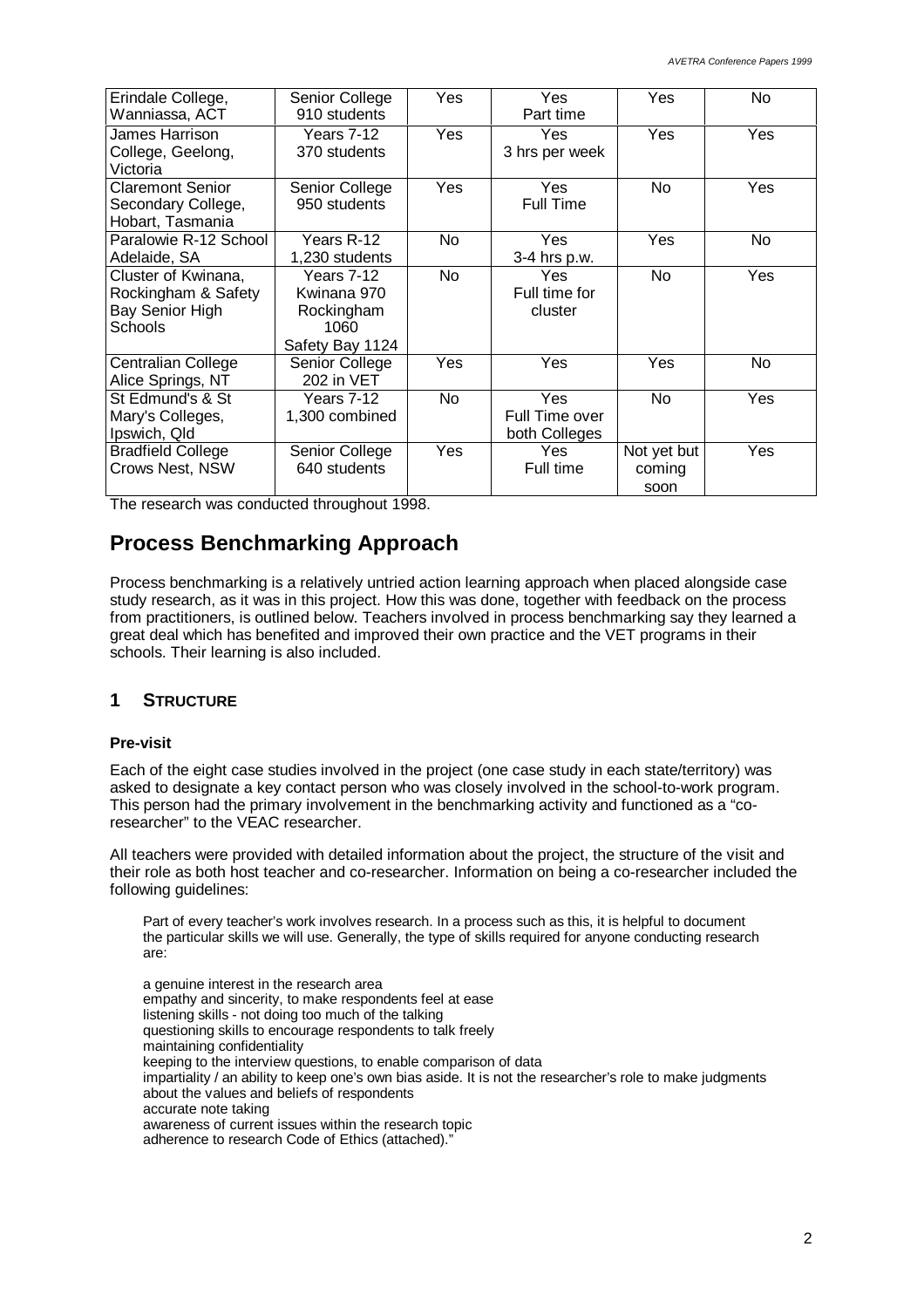| Erindale College, Wanniassa, ACT | Senior College 910 students | Yes | Yes Part time | Yes | No |
|---|---|---|---|---|---|
| James Harrison College, Geelong, Victoria | Years 7-12 370 students | Yes | Yes 3 hrs per week | Yes | Yes |
| Claremont Senior Secondary College, Hobart, Tasmania | Senior College 950 students | Yes | Yes Full Time | No | Yes |
| Paralowie R-12 School Adelaide, SA | Years R-12 1,230 students | No | Yes 3-4 hrs p.w. | Yes | No |
| Cluster of Kwinana, Rockingham & Safety Bay Senior High Schools | Years 7-12 Kwinana 970 Rockingham 1060 Safety Bay 1124 | No | Yes Full time for cluster | No | Yes |
| Centralian College Alice Springs, NT | Senior College 202 in VET | Yes | Yes | Yes | No |
| St Edmund's & St Mary's Colleges, Ipswich, Qld | Years 7-12 1,300 combined | No | Yes Full Time over both Colleges | No | Yes |
| Bradfield College Crows Nest, NSW | Senior College 640 students | Yes | Yes Full time | Not yet but coming soon | Yes |

The research was conducted throughout 1998.

## Process Benchmarking Approach

Process benchmarking is a relatively untried action learning approach when placed alongside case study research, as it was in this project. How this was done, together with feedback on the process from practitioners, is outlined below. Teachers involved in process benchmarking say they learned a great deal which has benefited and improved their own practice and the VET programs in their schools. Their learning is also included.

### 1 Structure

#### Pre-visit

Each of the eight case studies involved in the project (one case study in each state/territory) was asked to designate a key contact person who was closely involved in the school-to-work program. This person had the primary involvement in the benchmarking activity and functioned as a "co-researcher" to the VEAC researcher.

All teachers were provided with detailed information about the project, the structure of the visit and their role as both host teacher and co-researcher. Information on being a co-researcher included the following guidelines:

> Part of every teacher's work involves research. In a process such as this, it is helpful to document the particular skills we will use. Generally, the type of skills required for anyone conducting research are:
>
> a genuine interest in the research area
> empathy and sincerity, to make respondents feel at ease
> listening skills - not doing too much of the talking
> questioning skills to encourage respondents to talk freely
> maintaining confidentiality
> keeping to the interview questions, to enable comparison of data
> impartiality / an ability to keep one's own bias aside. It is not the researcher's role to make judgments about the values and beliefs of respondents
> accurate note taking
> awareness of current issues within the research topic
> adherence to research Code of Ethics (attached)."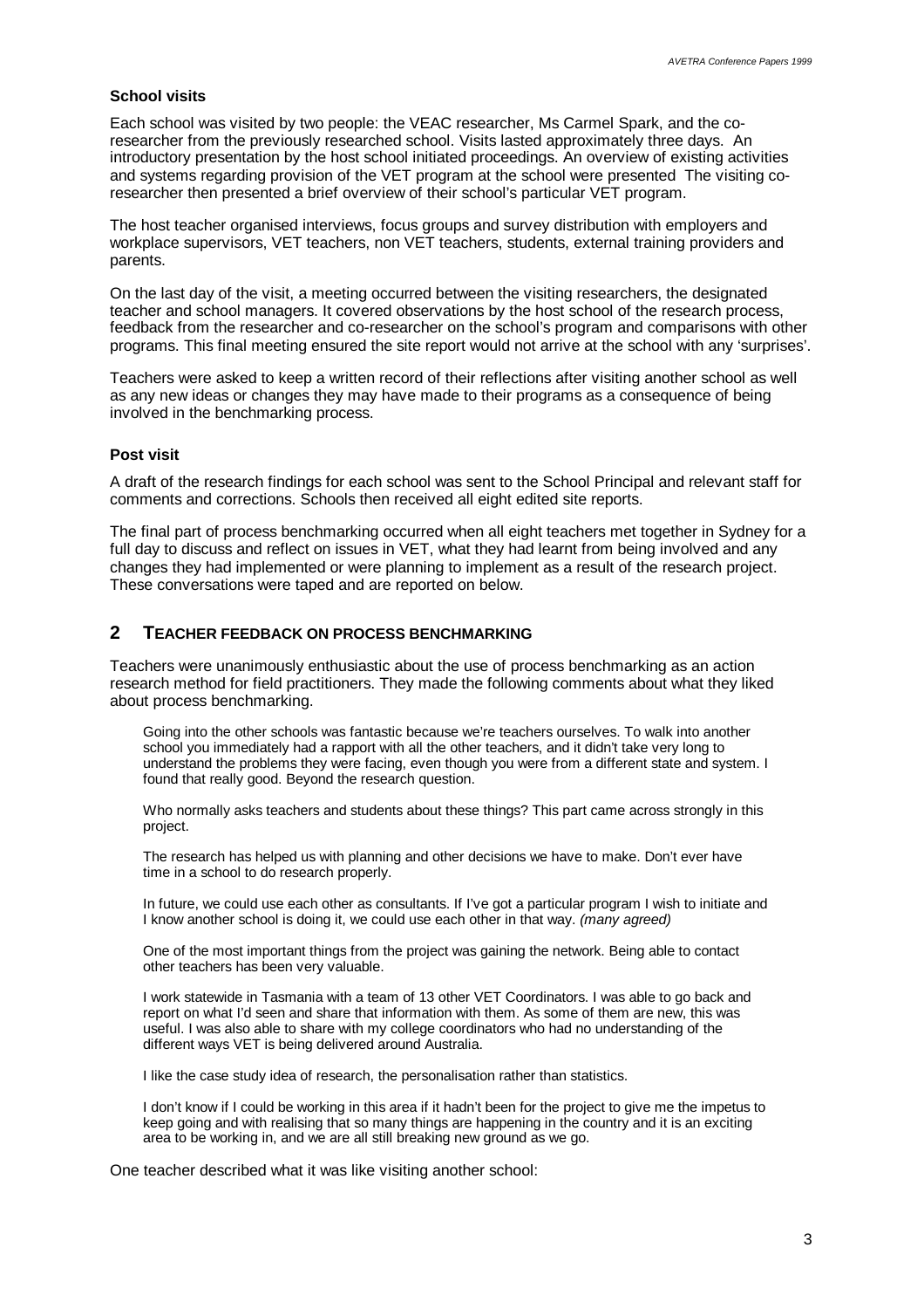### School visits

Each school was visited by two people: the VEAC researcher, Ms Carmel Spark, and the co-researcher from the previously researched school. Visits lasted approximately three days. An introductory presentation by the host school initiated proceedings. An overview of existing activities and systems regarding provision of the VET program at the school were presented The visiting co-researcher then presented a brief overview of their school's particular VET program.

The host teacher organised interviews, focus groups and survey distribution with employers and workplace supervisors, VET teachers, non VET teachers, students, external training providers and parents.

On the last day of the visit, a meeting occurred between the visiting researchers, the designated teacher and school managers. It covered observations by the host school of the research process, feedback from the researcher and co-researcher on the school's program and comparisons with other programs. This final meeting ensured the site report would not arrive at the school with any 'surprises'.

Teachers were asked to keep a written record of their reflections after visiting another school as well as any new ideas or changes they may have made to their programs as a consequence of being involved in the benchmarking process.

### Post visit

A draft of the research findings for each school was sent to the School Principal and relevant staff for comments and corrections. Schools then received all eight edited site reports.

The final part of process benchmarking occurred when all eight teachers met together in Sydney for a full day to discuss and reflect on issues in VET, what they had learnt from being involved and any changes they had implemented or were planning to implement as a result of the research project. These conversations were taped and are reported on below.

## 2 TEACHER FEEDBACK ON PROCESS BENCHMARKING

Teachers were unanimously enthusiastic about the use of process benchmarking as an action research method for field practitioners. They made the following comments about what they liked about process benchmarking.

> Going into the other schools was fantastic because we're teachers ourselves. To walk into another school you immediately had a rapport with all the other teachers, and it didn't take very long to understand the problems they were facing, even though you were from a different state and system. I found that really good. Beyond the research question.

> Who normally asks teachers and students about these things? This part came across strongly in this project.

> The research has helped us with planning and other decisions we have to make. Don't ever have time in a school to do research properly.

> In future, we could use each other as consultants. If I've got a particular program I wish to initiate and I know another school is doing it, we could use each other in that way. *(many agreed)*

> One of the most important things from the project was gaining the network. Being able to contact other teachers has been very valuable.

> I work statewide in Tasmania with a team of 13 other VET Coordinators. I was able to go back and report on what I'd seen and share that information with them. As some of them are new, this was useful. I was also able to share with my college coordinators who had no understanding of the different ways VET is being delivered around Australia.

> I like the case study idea of research, the personalisation rather than statistics.

> I don't know if I could be working in this area if it hadn't been for the project to give me the impetus to keep going and with realising that so many things are happening in the country and it is an exciting area to be working in, and we are all still breaking new ground as we go.

One teacher described what it was like visiting another school: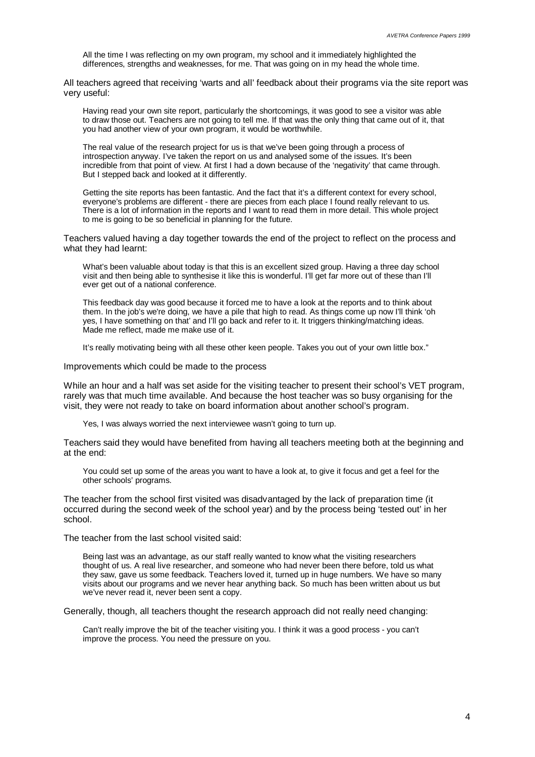All the time I was reflecting on my own program, my school and it immediately highlighted the differences, strengths and weaknesses, for me. That was going on in my head the whole time.

All teachers agreed that receiving 'warts and all' feedback about their programs via the site report was very useful:

> Having read your own site report, particularly the shortcomings, it was good to see a visitor was able to draw those out. Teachers are not going to tell me. If that was the only thing that came out of it, that you had another view of your own program, it would be worthwhile.

> The real value of the research project for us is that we've been going through a process of introspection anyway. I've taken the report on us and analysed some of the issues. It's been incredible from that point of view. At first I had a down because of the 'negativity' that came through. But I stepped back and looked at it differently.

> Getting the site reports has been fantastic. And the fact that it's a different context for every school, everyone's problems are different - there are pieces from each place I found really relevant to us. There is a lot of information in the reports and I want to read them in more detail. This whole project to me is going to be so beneficial in planning for the future.

Teachers valued having a day together towards the end of the project to reflect on the process and what they had learnt:

> What's been valuable about today is that this is an excellent sized group. Having a three day school visit and then being able to synthesise it like this is wonderful. I'll get far more out of these than I'll ever get out of a national conference.

> This feedback day was good because it forced me to have a look at the reports and to think about them. In the job's we're doing, we have a pile that high to read. As things come up now I'll think 'oh yes, I have something on that' and I'll go back and refer to it. It triggers thinking/matching ideas. Made me reflect, made me make use of it.

> It's really motivating being with all these other keen people. Takes you out of your own little box."

Improvements which could be made to the process

While an hour and a half was set aside for the visiting teacher to present their school's VET program, rarely was that much time available. And because the host teacher was so busy organising for the visit, they were not ready to take on board information about another school's program.

> Yes, I was always worried the next interviewee wasn't going to turn up.

Teachers said they would have benefited from having all teachers meeting both at the beginning and at the end:

> You could set up some of the areas you want to have a look at, to give it focus and get a feel for the other schools' programs.

The teacher from the school first visited was disadvantaged by the lack of preparation time (it occurred during the second week of the school year) and by the process being 'tested out' in her school.

The teacher from the last school visited said:

> Being last was an advantage, as our staff really wanted to know what the visiting researchers thought of us. A real live researcher, and someone who had never been there before, told us what they saw, gave us some feedback. Teachers loved it, turned up in huge numbers. We have so many visits about our programs and we never hear anything back. So much has been written about us but we've never read it, never been sent a copy.

Generally, though, all teachers thought the research approach did not really need changing:

> Can't really improve the bit of the teacher visiting you. I think it was a good process - you can't improve the process. You need the pressure on you.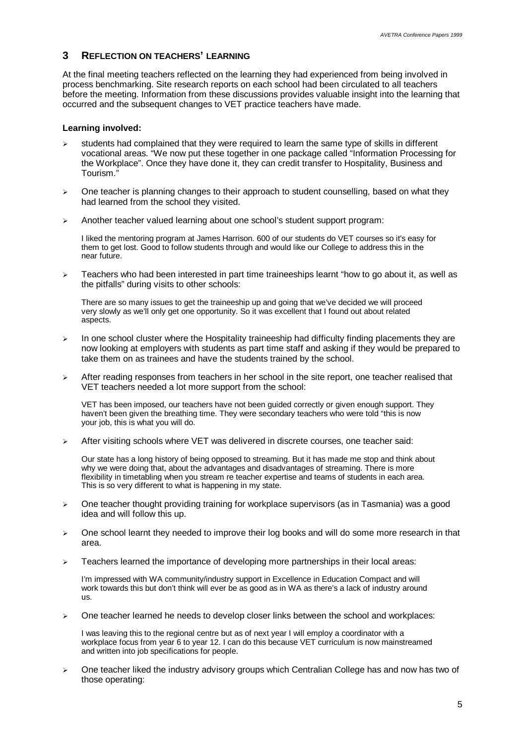## 3 REFLECTION ON TEACHERS' LEARNING

At the final meeting teachers reflected on the learning they had experienced from being involved in process benchmarking. Site research reports on each school had been circulated to all teachers before the meeting. Information from these discussions provides valuable insight into the learning that occurred and the subsequent changes to VET practice teachers have made.

**Learning involved:**

- students had complained that they were required to learn the same type of skills in different vocational areas. "We now put these together in one package called "Information Processing for the Workplace". Once they have done it, they can credit transfer to Hospitality, Business and Tourism."
- One teacher is planning changes to their approach to student counselling, based on what they had learned from the school they visited.
- Another teacher valued learning about one school's student support program:

  I liked the mentoring program at James Harrison. 600 of our students do VET courses so it's easy for them to get lost. Good to follow students through and would like our College to address this in the near future.

- Teachers who had been interested in part time traineeships learnt "how to go about it, as well as the pitfalls" during visits to other schools:

  There are so many issues to get the traineeship up and going that we've decided we will proceed very slowly as we'll only get one opportunity. So it was excellent that I found out about related aspects.

- In one school cluster where the Hospitality traineeship had difficulty finding placements they are now looking at employers with students as part time staff and asking if they would be prepared to take them on as trainees and have the students trained by the school.
- After reading responses from teachers in her school in the site report, one teacher realised that VET teachers needed a lot more support from the school:

  VET has been imposed, our teachers have not been guided correctly or given enough support. They haven't been given the breathing time. They were secondary teachers who were told "this is now your job, this is what you will do.

- After visiting schools where VET was delivered in discrete courses, one teacher said:

  Our state has a long history of being opposed to streaming. But it has made me stop and think about why we were doing that, about the advantages and disadvantages of streaming. There is more flexibility in timetabling when you stream re teacher expertise and teams of students in each area. This is so very different to what is happening in my state.

- One teacher thought providing training for workplace supervisors (as in Tasmania) was a good idea and will follow this up.
- One school learnt they needed to improve their log books and will do some more research in that area.
- Teachers learned the importance of developing more partnerships in their local areas:

  I'm impressed with WA community/industry support in Excellence in Education Compact and will work towards this but don't think will ever be as good as in WA as there's a lack of industry around us.

- One teacher learned he needs to develop closer links between the school and workplaces:

  I was leaving this to the regional centre but as of next year I will employ a coordinator with a workplace focus from year 6 to year 12. I can do this because VET curriculum is now mainstreamed and written into job specifications for people.

- One teacher liked the industry advisory groups which Centralian College has and now has two of those operating: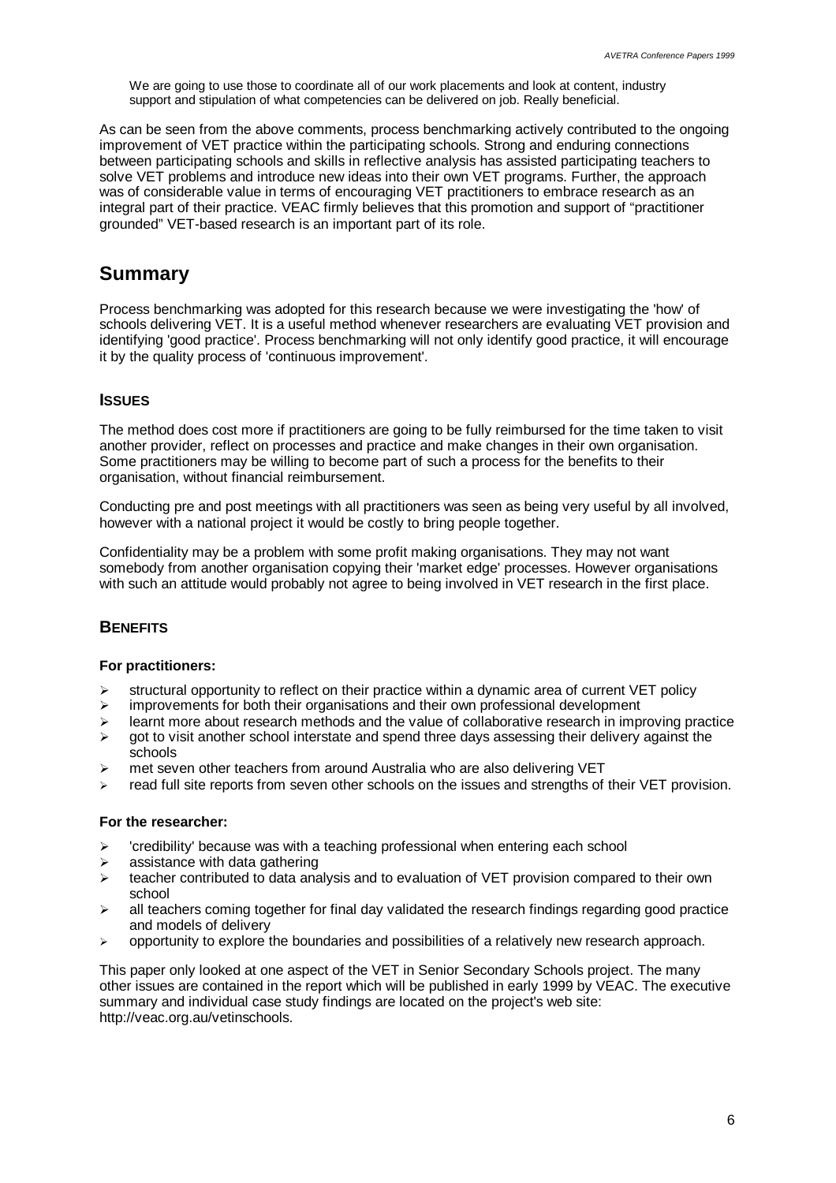We are going to use those to coordinate all of our work placements and look at content, industry support and stipulation of what competencies can be delivered on job. Really beneficial.

As can be seen from the above comments, process benchmarking actively contributed to the ongoing improvement of VET practice within the participating schools. Strong and enduring connections between participating schools and skills in reflective analysis has assisted participating teachers to solve VET problems and introduce new ideas into their own VET programs. Further, the approach was of considerable value in terms of encouraging VET practitioners to embrace research as an integral part of their practice. VEAC firmly believes that this promotion and support of "practitioner grounded" VET-based research is an important part of its role.

## Summary

Process benchmarking was adopted for this research because we were investigating the 'how' of schools delivering VET. It is a useful method whenever researchers are evaluating VET provision and identifying 'good practice'. Process benchmarking will not only identify good practice, it will encourage it by the quality process of 'continuous improvement'.

### Issues

The method does cost more if practitioners are going to be fully reimbursed for the time taken to visit another provider, reflect on processes and practice and make changes in their own organisation. Some practitioners may be willing to become part of such a process for the benefits to their organisation, without financial reimbursement.

Conducting pre and post meetings with all practitioners was seen as being very useful by all involved, however with a national project it would be costly to bring people together.

Confidentiality may be a problem with some profit making organisations. They may not want somebody from another organisation copying their 'market edge' processes. However organisations with such an attitude would probably not agree to being involved in VET research in the first place.

### Benefits

**For practitioners:**

- structural opportunity to reflect on their practice within a dynamic area of current VET policy
- improvements for both their organisations and their own professional development
- learnt more about research methods and the value of collaborative research in improving practice
- got to visit another school interstate and spend three days assessing their delivery against the schools
- met seven other teachers from around Australia who are also delivering VET
- read full site reports from seven other schools on the issues and strengths of their VET provision.

**For the researcher:**

- 'credibility' because was with a teaching professional when entering each school
- assistance with data gathering
- teacher contributed to data analysis and to evaluation of VET provision compared to their own school
- all teachers coming together for final day validated the research findings regarding good practice and models of delivery
- opportunity to explore the boundaries and possibilities of a relatively new research approach.

This paper only looked at one aspect of the VET in Senior Secondary Schools project. The many other issues are contained in the report which will be published in early 1999 by VEAC. The executive summary and individual case study findings are located on the project's web site: http://veac.org.au/vetinschools.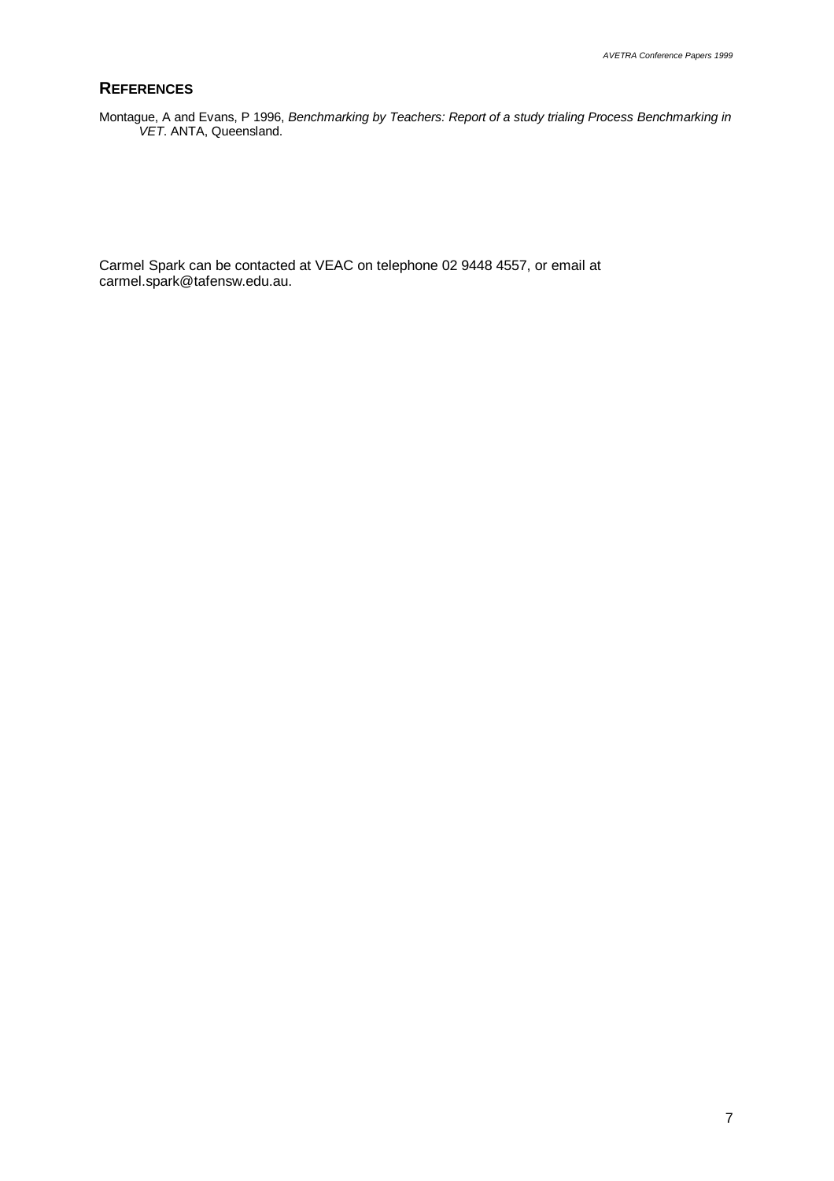## REFERENCES

Montague, A and Evans, P 1996, *Benchmarking by Teachers: Report of a study trialing Process Benchmarking in VET*. ANTA, Queensland.

Carmel Spark can be contacted at VEAC on telephone 02 9448 4557, or email at carmel.spark@tafensw.edu.au.